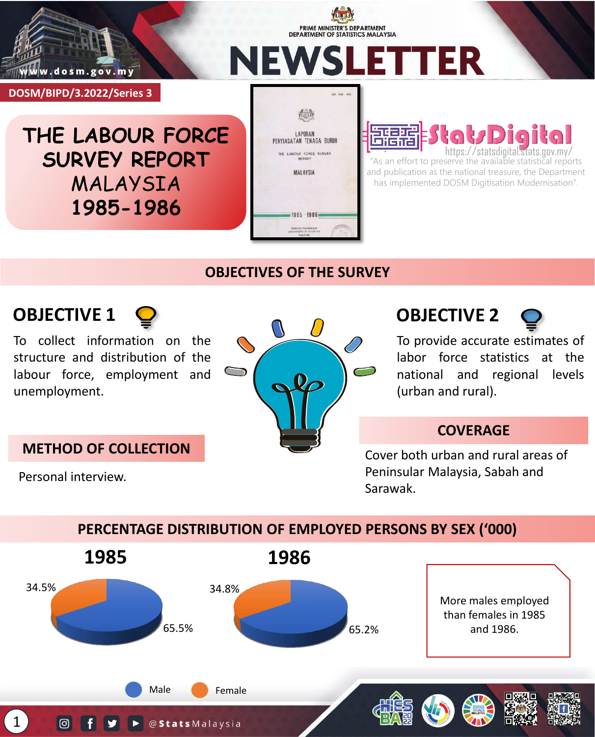PRIME MINISTER'S DEPARTMENT
DEPARTMENT OF STATISTICS MALAYSIA

# NEWSLETTER

DOSM/BIPD/3.2022/Series 3

# THE LABOUR FORCE SURVEY REPORT MALAYSIA 1985-1986

StatsDigital
https://statsdigital.stats.gov.my/

"As an effort to preserve the available statistical reports and publication as the national treasure, the Department has implemented DOSM Digitisation Modernisation".

## OBJECTIVES OF THE SURVEY

### OBJECTIVE 1

To collect information on the structure and distribution of the labour force, employment and unemployment.

### OBJECTIVE 2

To provide accurate estimates of labor force statistics at the national and regional levels (urban and rural).

## METHOD OF COLLECTION

Personal interview.

## COVERAGE

Cover both urban and rural areas of Peninsular Malaysia, Sabah and Sarawak.

## PERCENTAGE DISTRIBUTION OF EMPLOYED PERSONS BY SEX ('000)

| Year | Male | Female |
|---|---|---|
| 1985 | 65.5% | 34.5% |
| 1986 | 65.2% | 34.8% |

More males employed than females in 1985 and 1986.

@StatsMalaysia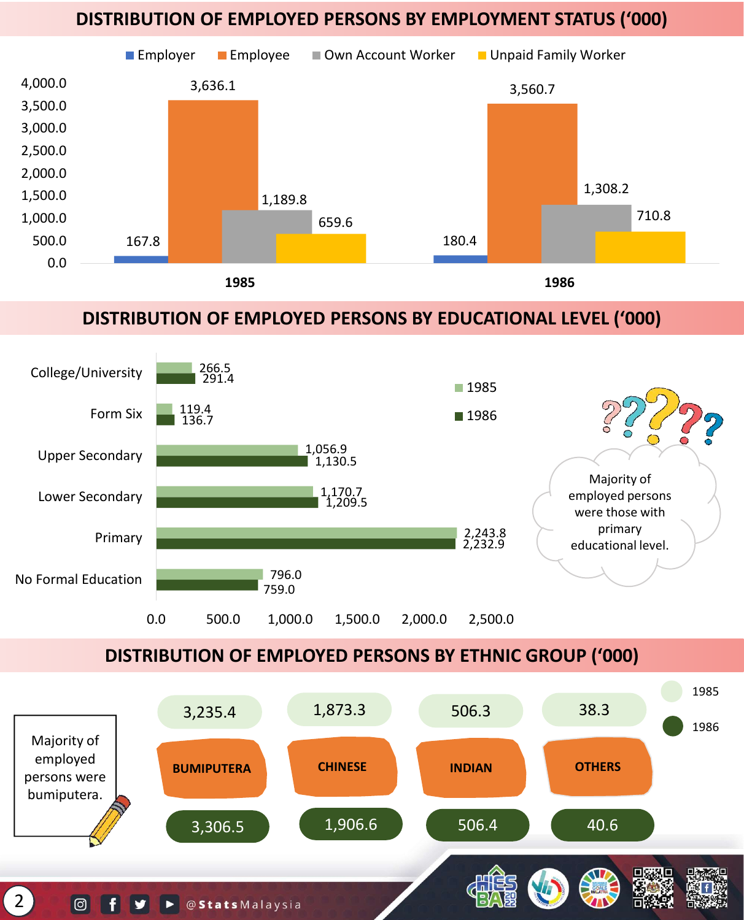## DISTRIBUTION OF EMPLOYED PERSONS BY EMPLOYMENT STATUS ('000)

| Employment Status | 1985 | 1986 |
|---|---|---|
| Employer | 167.8 | 180.4 |
| Employee | 3,636.1 | 3,560.7 |
| Own Account Worker | 1,189.8 | 1,308.2 |
| Unpaid Family Worker | 659.6 | 710.8 |

## DISTRIBUTION OF EMPLOYED PERSONS BY EDUCATIONAL LEVEL ('000)

| Educational Level | 1985 | 1986 |
|---|---|---|
| College/University | 266.5 | 291.4 |
| Form Six | 119.4 | 136.7 |
| Upper Secondary | 1,056.9 | 1,130.5 |
| Lower Secondary | 1,170.7 | 1,209.5 |
| Primary | 2,243.8 | 2,232.9 |
| No Formal Education | 796.0 | 759.0 |

Majority of employed persons were those with primary educational level.

## DISTRIBUTION OF EMPLOYED PERSONS BY ETHNIC GROUP ('000)

| Ethnic Group | 1985 | 1986 |
|---|---|---|
| BUMIPUTERA | 3,235.4 | 3,306.5 |
| CHINESE | 1,873.3 | 1,906.6 |
| INDIAN | 506.3 | 506.4 |
| OTHERS | 38.3 | 40.6 |

Majority of employed persons were bumiputera.

@StatsMalaysia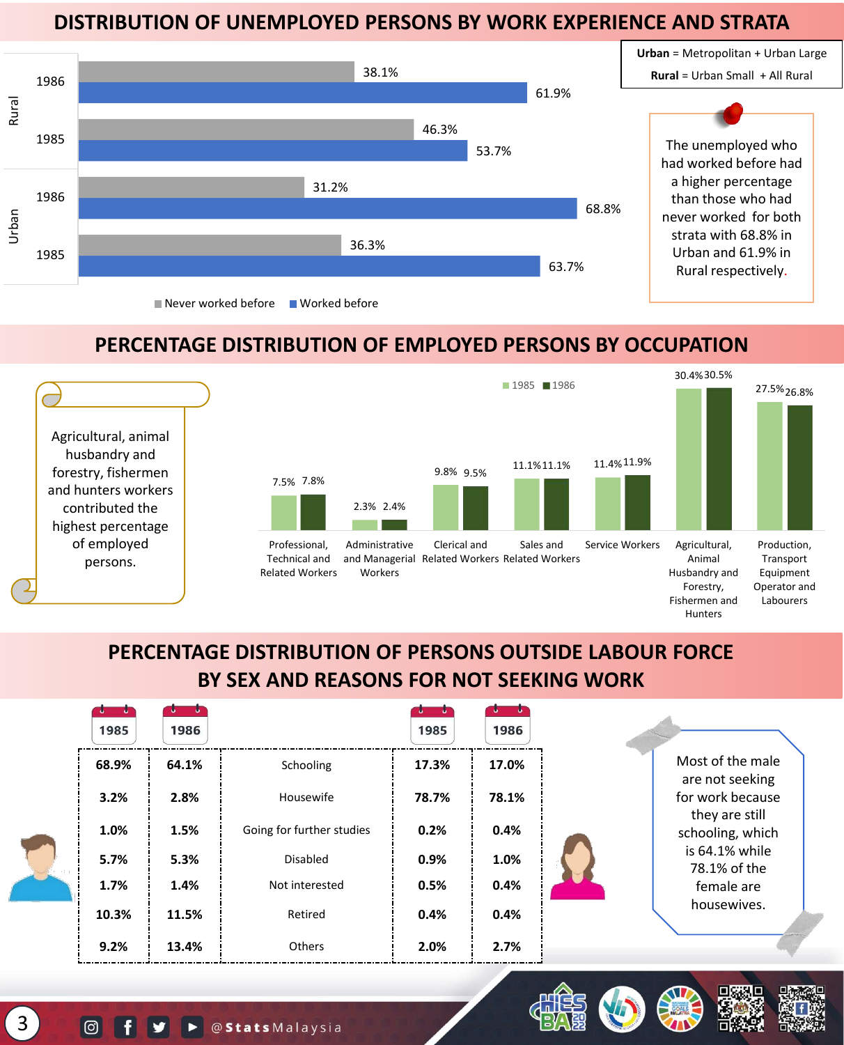## DISTRIBUTION OF UNEMPLOYED PERSONS BY WORK EXPERIENCE AND STRATA

**Urban** = Metropolitan + Urban Large

**Rural** = Urban Small + All Rural

Rural
1986
38.1%
61.9%
1985
46.3%
53.7%

Urban
1986
31.2%
68.8%
1985
36.3%
63.7%

Never worked before
Worked before

The unemployed who had worked before had a higher percentage than those who had never worked for both strata with 68.8% in Urban and 61.9% in Rural respectively.

## PERCENTAGE DISTRIBUTION OF EMPLOYED PERSONS BY OCCUPATION

Agricultural, animal husbandry and forestry, fishermen and hunters workers contributed the highest percentage of employed persons.

1985
1986

Professional, Technical and Related Workers
7.5% 7.8%

Administrative and Managerial Workers
2.3% 2.4%

Clerical and Related Workers
9.8% 9.5%

Sales and Related Workers
11.1% 11.1%

Service Workers
11.4% 11.9%

Agricultural, Animal Husbandry and Forestry, Fishermen and Hunters
30.4% 30.5%

Production, Transport Equipment Operator and Labourers
27.5% 26.8%

## PERCENTAGE DISTRIBUTION OF PERSONS OUTSIDE LABOUR FORCE BY SEX AND REASONS FOR NOT SEEKING WORK

| Male 1985 | Male 1986 | Reason | Female 1985 | Female 1986 |
|---|---|---|---|---|
| 68.9% | 64.1% | Schooling | 17.3% | 17.0% |
| 3.2% | 2.8% | Housewife | 78.7% | 78.1% |
| 1.0% | 1.5% | Going for further studies | 0.2% | 0.4% |
| 5.7% | 5.3% | Disabled | 0.9% | 1.0% |
| 1.7% | 1.4% | Not interested | 0.5% | 0.4% |
| 10.3% | 11.5% | Retired | 0.4% | 0.4% |
| 9.2% | 13.4% | Others | 2.0% | 2.7% |

Most of the male are not seeking for work because they are still schooling, which is 64.1% while 78.1% of the female are housewives.

@StatsMalaysia